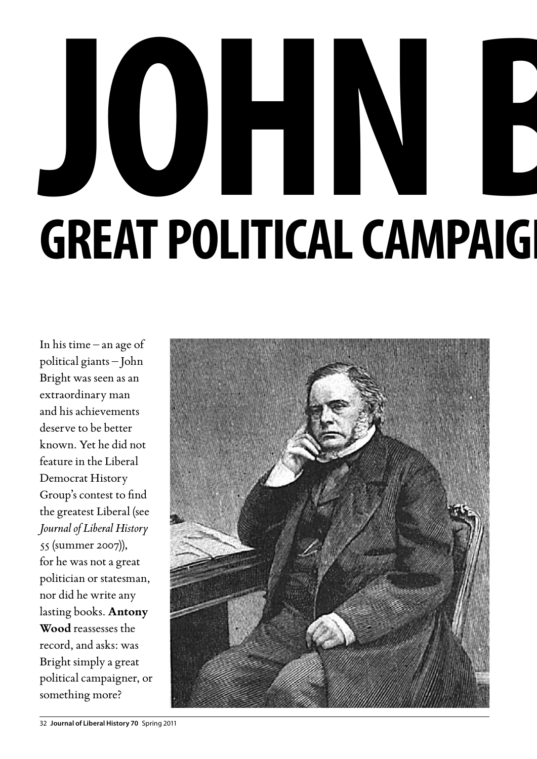# JOHN B

## GREAT POLITICAL CAMPAIG

In his time – an age of political giants – John Bright was seen as an extraordinary man and his achievements deserve to be better known. Yet he did not feature in the Liberal Democrat History Group's contest to find the greatest Liberal (see *Journal of Liberal History* 55 (summer 2007)), for he was not a great politician or statesman, nor did he write any lasting books. **Antony Wood** reassesses the record, and asks: was Bright simply a great political campaigner, or something more?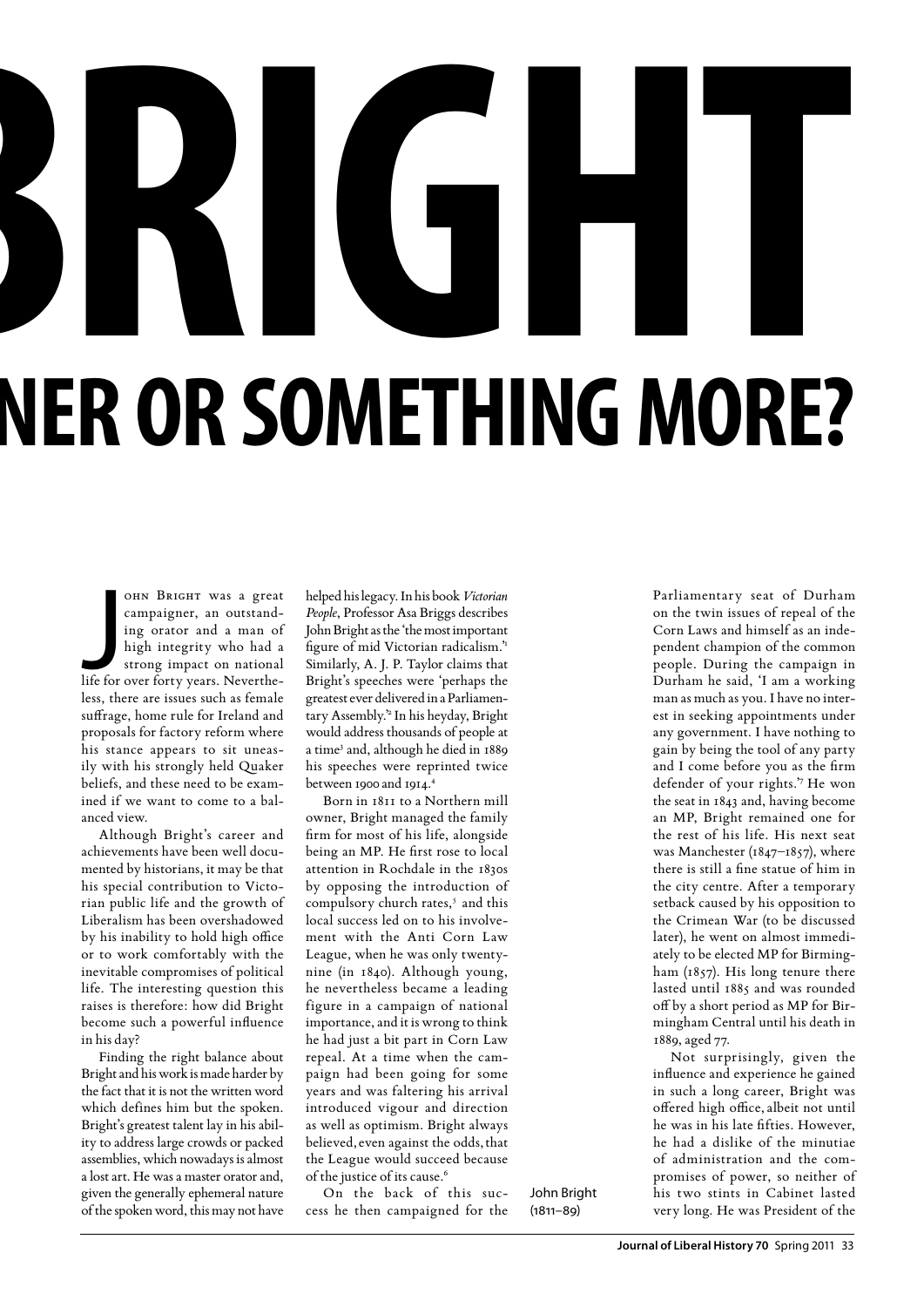# BRIGHT

# NER OR SOMETHING MORE?

John Bright was a great campaigner, an outstanding orator and a man of high integrity who had a strong impact on national life for over forty years. Nevertheless, there are issues such as female suffrage, home rule for Ireland and proposals for factory reform where his stance appears to sit uneasily with his strongly held Quaker beliefs, and these need to be examined if we want to come to a balanced view.

Although Bright's career and achievements have been well documented by historians, it may be that his special contribution to Victorian public life and the growth of Liberalism has been overshadowed by his inability to hold high office or to work comfortably with the inevitable compromises of political life. The interesting question this raises is therefore: how did Bright become such a powerful influence in his day?

Finding the right balance about Bright and his work is made harder by the fact that it is not the written word which defines him but the spoken. Bright's greatest talent lay in his ability to address large crowds or packed assemblies, which nowadays is almost a lost art. He was a master orator and, given the generally ephemeral nature of the spoken word, this may not have helped his legacy. In his book *Victorian People*, Professor Asa Briggs describes John Bright as the 'the most important figure of mid Victorian radicalism.'[1] Similarly, A. J. P. Taylor claims that Bright's speeches were 'perhaps the greatest ever delivered in a Parliamentary Assembly.'[2] In his heyday, Bright would address thousands of people at a time[3] and, although he died in 1889 his speeches were reprinted twice between 1900 and 1914.[4]

Born in 1811 to a Northern mill owner, Bright managed the family firm for most of his life, alongside being an MP. He first rose to local attention in Rochdale in the 1830s by opposing the introduction of compulsory church rates,[5] and this local success led on to his involvement with the Anti Corn Law League, when he was only twenty-nine (in 1840). Although young, he nevertheless became a leading figure in a campaign of national importance, and it is wrong to think he had just a bit part in Corn Law repeal. At a time when the campaign had been going for some years and was faltering his arrival introduced vigour and direction as well as optimism. Bright always believed, even against the odds, that the League would succeed because of the justice of its cause.[6]

On the back of this success he then campaigned for the Parliamentary seat of Durham on the twin issues of repeal of the Corn Laws and himself as an independent champion of the common people. During the campaign in Durham he said, 'I am a working man as much as you. I have no interest in seeking appointments under any government. I have nothing to gain by being the tool of any party and I come before you as the firm defender of your rights.'[7] He won the seat in 1843 and, having become an MP, Bright remained one for the rest of his life. His next seat was Manchester (1847–1857), where there is still a fine statue of him in the city centre. After a temporary setback caused by his opposition to the Crimean War (to be discussed later), he went on almost immediately to be elected MP for Birmingham (1857). His long tenure there lasted until 1885 and was rounded off by a short period as MP for Birmingham Central until his death in 1889, aged 77.

Not surprisingly, given the influence and experience he gained in such a long career, Bright was offered high office, albeit not until he was in his late fifties. However, he had a dislike of the minutiae of administration and the compromises of power, so neither of his two stints in Cabinet lasted very long. He was President of the

John Bright (1811–89)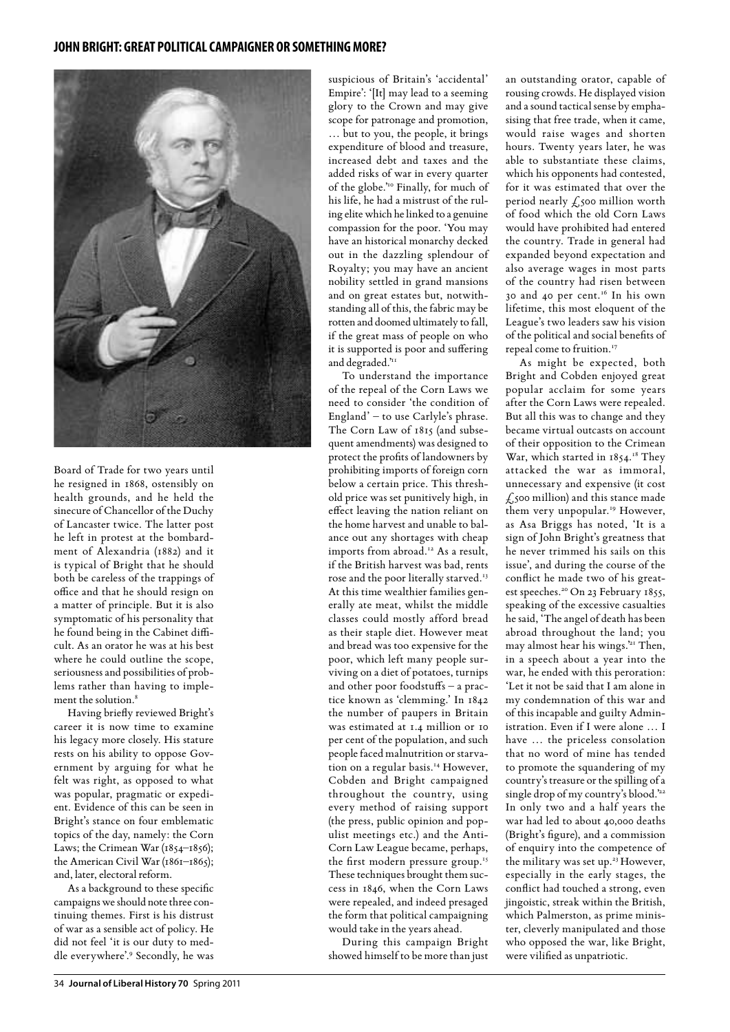Board of Trade for two years until he resigned in 1868, ostensibly on health grounds, and he held the sinecure of Chancellor of the Duchy of Lancaster twice. The latter post he left in protest at the bombardment of Alexandria (1882) and it is typical of Bright that he should both be careless of the trappings of office and that he should resign on a matter of principle. But it is also symptomatic of his personality that he found being in the Cabinet difficult. As an orator he was at his best where he could outline the scope, seriousness and possibilities of problems rather than having to implement the solution.[8]

Having briefly reviewed Bright's career it is now time to examine his legacy more closely. His stature rests on his ability to oppose Government by arguing for what he felt was right, as opposed to what was popular, pragmatic or expedient. Evidence of this can be seen in Bright's stance on four emblematic topics of the day, namely: the Corn Laws; the Crimean War (1854–1856); the American Civil War (1861–1865); and, later, electoral reform.

As a background to these specific campaigns we should note three continuing themes. First is his distrust of war as a sensible act of policy. He did not feel 'it is our duty to meddle everywhere'.[9] Secondly, he was suspicious of Britain's 'accidental' Empire: '[It] may lead to a seeming glory to the Crown and may give scope for patronage and promotion, … but to you, the people, it brings expenditure of blood and treasure, increased debt and taxes and the added risks of war in every quarter of the globe.'[10] Finally, for much of his life, he had a mistrust of the ruling elite which he linked to a genuine compassion for the poor. 'You may have an historical monarchy decked out in the dazzling splendour of Royalty; you may have an ancient nobility settled in grand mansions and on great estates but, notwithstanding all of this, the fabric may be rotten and doomed ultimately to fall, if the great mass of people on who it is supported is poor and suffering and degraded.'[11]

To understand the importance of the repeal of the Corn Laws we need to consider 'the condition of England' – to use Carlyle's phrase. The Corn Law of 1815 (and subsequent amendments) was designed to protect the profits of landowners by prohibiting imports of foreign corn below a certain price. This threshold price was set punitively high, in effect leaving the nation reliant on the home harvest and unable to balance out any shortages with cheap imports from abroad.[12] As a result, if the British harvest was bad, rents rose and the poor literally starved.[13] At this time wealthier families generally ate meat, whilst the middle classes could mostly afford bread as their staple diet. However meat and bread was too expensive for the poor, which left many people surviving on a diet of potatoes, turnips and other poor foodstuffs – a practice known as 'clemming.' In 1842 the number of paupers in Britain was estimated at 1.4 million or 10 per cent of the population, and such people faced malnutrition or starvation on a regular basis.[14] However, Cobden and Bright campaigned throughout the country, using every method of raising support (the press, public opinion and populist meetings etc.) and the Anti-Corn Law League became, perhaps, the first modern pressure group.[15] These techniques brought them success in 1846, when the Corn Laws were repealed, and indeed presaged the form that political campaigning would take in the years ahead.

During this campaign Bright showed himself to be more than just an outstanding orator, capable of rousing crowds. He displayed vision and a sound tactical sense by emphasising that free trade, when it came, would raise wages and shorten hours. Twenty years later, he was able to substantiate these claims, which his opponents had contested, for it was estimated that over the period nearly £500 million worth of food which the old Corn Laws would have prohibited had entered the country. Trade in general had expanded beyond expectation and also average wages in most parts of the country had risen between 30 and 40 per cent.[16] In his own lifetime, this most eloquent of the League's two leaders saw his vision of the political and social benefits of repeal come to fruition.[17]

As might be expected, both Bright and Cobden enjoyed great popular acclaim for some years after the Corn Laws were repealed. But all this was to change and they became virtual outcasts on account of their opposition to the Crimean War, which started in 1854.[18] They attacked the war as immoral, unnecessary and expensive (it cost £500 million) and this stance made them very unpopular.[19] However, as Asa Briggs has noted, 'It is a sign of John Bright's greatness that he never trimmed his sails on this issue', and during the course of the conflict he made two of his greatest speeches.[20] On 23 February 1855, speaking of the excessive casualties he said, 'The angel of death has been abroad throughout the land; you may almost hear his wings.'[21] Then, in a speech about a year into the war, he ended with this peroration: 'Let it not be said that I am alone in my condemnation of this war and of this incapable and guilty Administration. Even if I were alone … I have … the priceless consolation that no word of mine has tended to promote the squandering of my country's treasure or the spilling of a single drop of my country's blood.'[22] In only two and a half years the war had led to about 40,000 deaths (Bright's figure), and a commission of enquiry into the competence of the military was set up.[23] However, especially in the early stages, the conflict had touched a strong, even jingoistic, streak within the British, which Palmerston, as prime minister, cleverly manipulated and those who opposed the war, like Bright, were vilified as unpatriotic.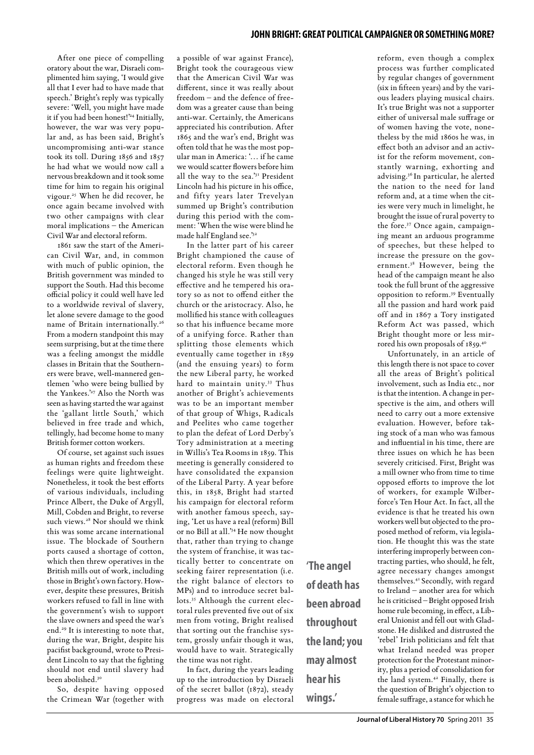After one piece of compelling oratory about the war, Disraeli complimented him saying, 'I would give all that I ever had to have made that speech.' Bright's reply was typically severe: 'Well, you might have made it if you had been honest!'[24] Initially, however, the war was very popular and, as has been said, Bright's uncompromising anti-war stance took its toll. During 1856 and 1857 he had what we would now call a nervous breakdown and it took some time for him to regain his original vigour.[25] When he did recover, he once again became involved with two other campaigns with clear moral implications – the American Civil War and electoral reform.

1861 saw the start of the American Civil War, and, in common with much of public opinion, the British government was minded to support the South. Had this become official policy it could well have led to a worldwide revival of slavery, let alone severe damage to the good name of Britain internationally.[26] From a modern standpoint this may seem surprising, but at the time there was a feeling amongst the middle classes in Britain that the Southerners were brave, well-mannered gentlemen 'who were being bullied by the Yankees.'[27] Also the North was seen as having started the war against the 'gallant little South,' which believed in free trade and which, tellingly, had become home to many British former cotton workers.

Of course, set against such issues as human rights and freedom these feelings were quite lightweight. Nonetheless, it took the best efforts of various individuals, including Prince Albert, the Duke of Argyll, Mill, Cobden and Bright, to reverse such views.[28] Nor should we think this was some arcane international issue. The blockade of Southern ports caused a shortage of cotton, which then threw operatives in the British mills out of work, including those in Bright's own factory. However, despite these pressures, British workers refused to fall in line with the government's wish to support the slave owners and speed the war's end.[29] It is interesting to note that, during the war, Bright, despite his pacifist background, wrote to President Lincoln to say that the fighting should not end until slavery had been abolished.[30]

So, despite having opposed the Crimean War (together with a possible of war against France), Bright took the courageous view that the American Civil War was different, since it was really about freedom – and the defence of freedom was a greater cause than being anti-war. Certainly, the Americans appreciated his contribution. After 1865 and the war's end, Bright was often told that he was the most popular man in America: '… if he came we would scatter flowers before him all the way to the sea.'[31] President Lincoln had his picture in his office, and fifty years later Trevelyan summed up Bright's contribution during this period with the comment: 'When the wise were blind he made half England see.'[32]

In the latter part of his career Bright championed the cause of electoral reform. Even though he changed his style he was still very effective and he tempered his oratory so as not to offend either the church or the aristocracy. Also, he mollified his stance with colleagues so that his influence became more of a unifying force. Rather than splitting those elements which eventually came together in 1859 (and the ensuing years) to form the new Liberal party, he worked hard to maintain unity.[33] Thus another of Bright's achievements was to be an important member of that group of Whigs, Radicals and Peelites who came together to plan the defeat of Lord Derby's Tory administration at a meeting in Willis's Tea Rooms in 1859. This meeting is generally considered to have consolidated the expansion of the Liberal Party. A year before this, in 1858, Bright had started his campaign for electoral reform with another famous speech, saying, 'Let us have a real (reform) Bill or no Bill at all.'[34] He now thought that, rather than trying to change the system of franchise, it was tactically better to concentrate on seeking fairer representation (i.e. the right balance of electors to MPs) and to introduce secret ballots.[35] Although the current electoral rules prevented five out of six men from voting, Bright realised that sorting out the franchise system, grossly unfair though it was, would have to wait. Strategically the time was not right.

In fact, during the years leading up to the introduction by Disraeli of the secret ballot (1872), steady progress was made on electoral reform, even though a complex process was further complicated by regular changes of government (six in fifteen years) and by the various leaders playing musical chairs. It's true Bright was not a supporter either of universal male suffrage or of women having the vote, nonetheless by the mid 1860s he was, in effect both an advisor and an activist for the reform movement, constantly warning, exhorting and advising.[36] In particular, he alerted the nation to the need for land reform and, at a time when the cities were very much in limelight, he brought the issue of rural poverty to the fore.[37] Once again, campaigning meant an arduous programme of speeches, but these helped to increase the pressure on the government.[38] However, being the head of the campaign meant he also took the full brunt of the aggressive opposition to reform.[39] Eventually all the passion and hard work paid off and in 1867 a Tory instigated Reform Act was passed, which Bright thought more or less mirrored his own proposals of 1859.[40]

Unfortunately, in an article of this length there is not space to cover all the areas of Bright's political involvement, such as India etc., nor is that the intention. A change in perspective is the aim, and others will need to carry out a more extensive evaluation. However, before taking stock of a man who was famous and influential in his time, there are three issues on which he has been severely criticised. First, Bright was a mill owner who from time to time opposed efforts to improve the lot of workers, for example Wilberforce's Ten Hour Act. In fact, all the evidence is that he treated his own workers well but objected to the proposed method of reform, via legislation. He thought this was the state interfering improperly between contracting parties, who should, he felt, agree necessary changes amongst themselves.[41] Secondly, with regard to Ireland – another area for which he is criticised – Bright opposed Irish home rule becoming, in effect, a Liberal Unionist and fell out with Gladstone. He disliked and distrusted the 'rebel' Irish politicians and felt that what Ireland needed was proper protection for the Protestant minority, plus a period of consolidation for the land system.[42] Finally, there is the question of Bright's objection to female suffrage, a stance for which he

**'The angel of death has been abroad throughout the land; you may almost hear his wings.'**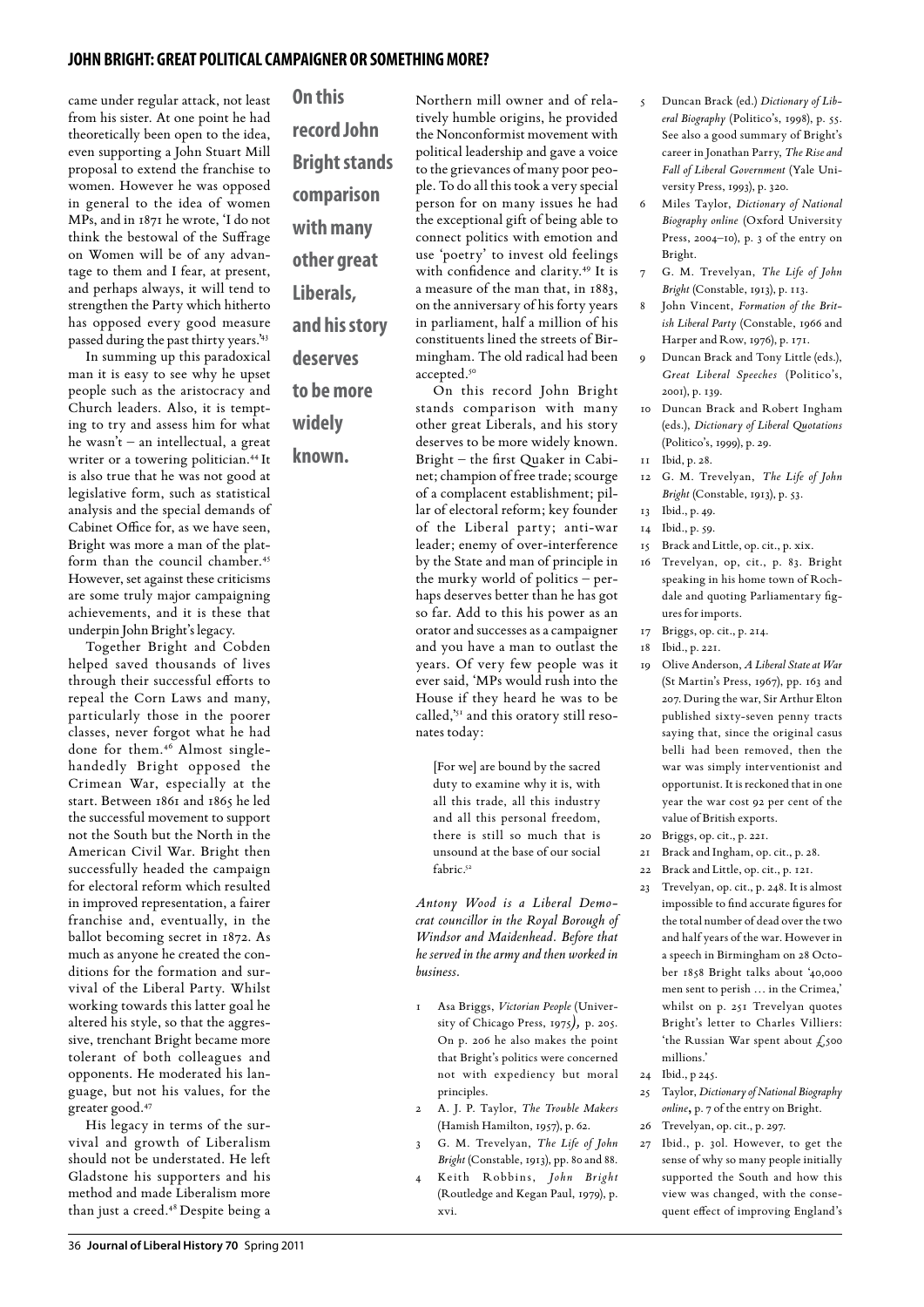came under regular attack, not least from his sister. At one point he had theoretically been open to the idea, even supporting a John Stuart Mill proposal to extend the franchise to women. However he was opposed in general to the idea of women MPs, and in 1871 he wrote, 'I do not think the bestowal of the Suffrage on Women will be of any advantage to them and I fear, at present, and perhaps always, it will tend to strengthen the Party which hitherto has opposed every good measure passed during the past thirty years.'[43]

In summing up this paradoxical man it is easy to see why he upset people such as the aristocracy and Church leaders. Also, it is tempting to try and assess him for what he wasn't – an intellectual, a great writer or a towering politician.[44] It is also true that he was not good at legislative form, such as statistical analysis and the special demands of Cabinet Office for, as we have seen, Bright was more a man of the platform than the council chamber.[45] However, set against these criticisms are some truly major campaigning achievements, and it is these that underpin John Bright's legacy.

Together Bright and Cobden helped saved thousands of lives through their successful efforts to repeal the Corn Laws and many, particularly those in the poorer classes, never forgot what he had done for them.[46] Almost single-handedly Bright opposed the Crimean War, especially at the start. Between 1861 and 1865 he led the successful movement to support not the South but the North in the American Civil War. Bright then successfully headed the campaign for electoral reform which resulted in improved representation, a fairer franchise and, eventually, in the ballot becoming secret in 1872. As much as anyone he created the conditions for the formation and survival of the Liberal Party. Whilst working towards this latter goal he altered his style, so that the aggressive, trenchant Bright became more tolerant of both colleagues and opponents. He moderated his language, but not his values, for the greater good.[47]

His legacy in terms of the survival and growth of Liberalism should not be understated. He left Gladstone his supporters and his method and made Liberalism more than just a creed.[48] Despite being a Northern mill owner and of relatively humble origins, he provided the Nonconformist movement with political leadership and gave a voice to the grievances of many poor people. To do all this took a very special person for on many issues he had the exceptional gift of being able to connect politics with emotion and use 'poetry' to invest old feelings with confidence and clarity.[49] It is a measure of the man that, in 1883, on the anniversary of his forty years in parliament, half a million of his constituents lined the streets of Birmingham. The old radical had been accepted.[50]

**On this record John Bright stands comparison with many other great Liberals, and his story deserves to be more widely known.**

On this record John Bright stands comparison with many other great Liberals, and his story deserves to be more widely known. Bright – the first Quaker in Cabinet; champion of free trade; scourge of a complacent establishment; pillar of electoral reform; key founder of the Liberal party; anti-war leader; enemy of over-interference by the State and man of principle in the murky world of politics – perhaps deserves better than he has got so far. Add to this his power as an orator and successes as a campaigner and you have a man to outlast the years. Of very few people was it ever said, 'MPs would rush into the House if they heard he was to be called,'[51] and this oratory still resonates today:

> [For we] are bound by the sacred duty to examine why it is, with all this trade, all this industry and all this personal freedom, there is still so much that is unsound at the base of our social fabric.[52]

*Antony Wood is a Liberal Democrat councillor in the Royal Borough of Windsor and Maidenhead. Before that he served in the army and then worked in business.*

1. Asa Briggs, *Victorian People* (University of Chicago Press, 1975), p. 205. On p. 206 he also makes the point that Bright's politics were concerned not with expediency but moral principles.
2. A. J. P. Taylor, *The Trouble Makers* (Hamish Hamilton, 1957), p. 62.
3. G. M. Trevelyan, *The Life of John Bright* (Constable, 1913), pp. 80 and 88.
4. Keith Robbins, *John Bright* (Routledge and Kegan Paul, 1979), p. xvi.
5. Duncan Brack (ed.) *Dictionary of Liberal Biography* (Politico's, 1998), p. 55. See also a good summary of Bright's career in Jonathan Parry, *The Rise and Fall of Liberal Government* (Yale University Press, 1993), p. 320.
6. Miles Taylor, *Dictionary of National Biography online* (Oxford University Press, 2004–10), p. 3 of the entry on Bright.
7. G. M. Trevelyan, *The Life of John Bright* (Constable, 1913), p. 113.
8. John Vincent, *Formation of the British Liberal Party* (Constable, 1966 and Harper and Row, 1976), p. 171.
9. Duncan Brack and Tony Little (eds.), *Great Liberal Speeches* (Politico's, 2001), p. 139.
10. Duncan Brack and Robert Ingham (eds.), *Dictionary of Liberal Quotations* (Politico's, 1999), p. 29.
11. Ibid, p. 28.
12. G. M. Trevelyan, *The Life of John Bright* (Constable, 1913), p. 53.
13. Ibid., p. 49.
14. Ibid., p. 59.
15. Brack and Little, op. cit., p. xix.
16. Trevelyan, op, cit., p. 83. Bright speaking in his home town of Rochdale and quoting Parliamentary figures for imports.
17. Briggs, op. cit., p. 214.
18. Ibid., p. 221.
19. Olive Anderson, *A Liberal State at War* (St Martin's Press, 1967), pp. 163 and 207. During the war, Sir Arthur Elton published sixty-seven penny tracts saying that, since the original casus belli had been removed, then the war was simply interventionist and opportunist. It is reckoned that in one year the war cost 92 per cent of the value of British exports.
20. Briggs, op. cit., p. 221.
21. Brack and Ingham, op. cit., p. 28.
22. Brack and Little, op. cit., p. 121.
23. Trevelyan, op. cit., p. 248. It is almost impossible to find accurate figures for the total number of dead over the two and half years of the war. However in a speech in Birmingham on 28 October 1858 Bright talks about '40,000 men sent to perish … in the Crimea,' whilst on p. 251 Trevelyan quotes Bright's letter to Charles Villiers: 'the Russian War spent about £500 millions.'
24. Ibid., p 245.
25. Taylor, *Dictionary of National Biography online*, p. 7 of the entry on Bright.
26. Trevelyan, op. cit., p. 297.
27. Ibid., p. 301. However, to get the sense of why so many people initially supported the South and how this view was changed, with the consequent effect of improving England's